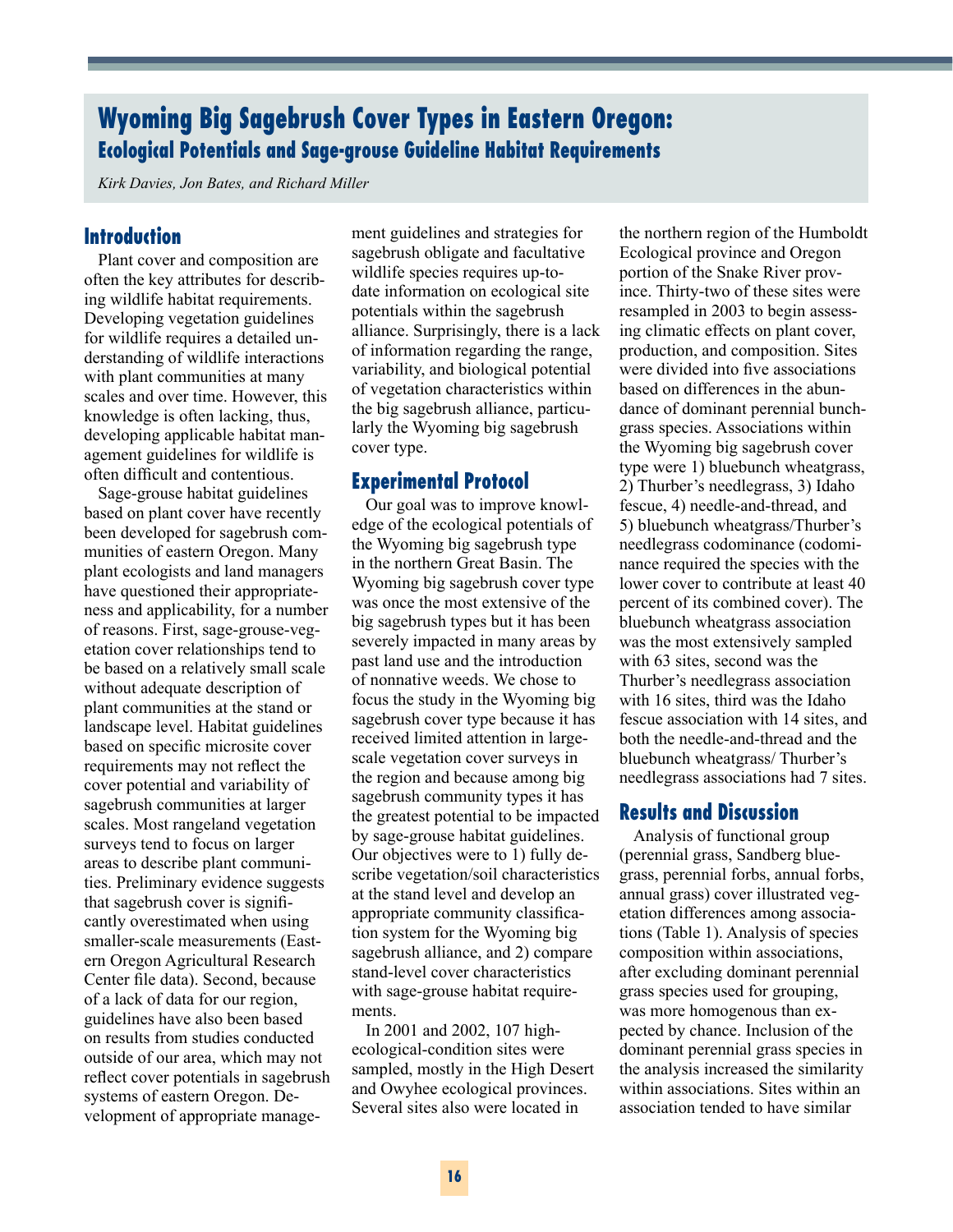# Wyoming Big Sagebrush Cover Types in Eastern Oregon:

## Ecological Potentials and Sage-grouse Guideline Habitat Requirements

*Kirk Davies, Jon Bates, and Richard Miller*

## Introduction

Plant cover and composition are often the key attributes for describing wildlife habitat requirements. Developing vegetation guidelines for wildlife requires a detailed understanding of wildlife interactions with plant communities at many scales and over time. However, this knowledge is often lacking, thus, developing applicable habitat management guidelines for wildlife is often difficult and contentious.

Sage-grouse habitat guidelines based on plant cover have recently been developed for sagebrush communities of eastern Oregon. Many plant ecologists and land managers have questioned their appropriateness and applicability, for a number of reasons. First, sage-grouse-vegetation cover relationships tend to be based on a relatively small scale without adequate description of plant communities at the stand or landscape level. Habitat guidelines based on specific microsite cover requirements may not reflect the cover potential and variability of sagebrush communities at larger scales. Most rangeland vegetation surveys tend to focus on larger areas to describe plant communities. Preliminary evidence suggests that sagebrush cover is significantly overestimated when using smaller-scale measurements (Eastern Oregon Agricultural Research Center file data). Second, because of a lack of data for our region, guidelines have also been based on results from studies conducted outside of our area, which may not reflect cover potentials in sagebrush systems of eastern Oregon. Development of appropriate management guidelines and strategies for sagebrush obligate and facultative wildlife species requires up-to-date information on ecological site potentials within the sagebrush alliance. Surprisingly, there is a lack of information regarding the range, variability, and biological potential of vegetation characteristics within the big sagebrush alliance, particularly the Wyoming big sagebrush cover type.

## Experimental Protocol

Our goal was to improve knowledge of the ecological potentials of the Wyoming big sagebrush type in the northern Great Basin. The Wyoming big sagebrush cover type was once the most extensive of the big sagebrush types but it has been severely impacted in many areas by past land use and the introduction of nonnative weeds. We chose to focus the study in the Wyoming big sagebrush cover type because it has received limited attention in large-scale vegetation cover surveys in the region and because among big sagebrush community types it has the greatest potential to be impacted by sage-grouse habitat guidelines. Our objectives were to 1) fully describe vegetation/soil characteristics at the stand level and develop an appropriate community classification system for the Wyoming big sagebrush alliance, and 2) compare stand-level cover characteristics with sage-grouse habitat requirements.

In 2001 and 2002, 107 high-ecological-condition sites were sampled, mostly in the High Desert and Owyhee ecological provinces. Several sites also were located in the northern region of the Humboldt Ecological province and Oregon portion of the Snake River province. Thirty-two of these sites were resampled in 2003 to begin assessing climatic effects on plant cover, production, and composition. Sites were divided into five associations based on differences in the abundance of dominant perennial bunchgrass species. Associations within the Wyoming big sagebrush cover type were 1) bluebunch wheatgrass, 2) Thurber's needlegrass, 3) Idaho fescue, 4) needle-and-thread, and 5) bluebunch wheatgrass/Thurber's needlegrass codominance (codominance required the species with the lower cover to contribute at least 40 percent of its combined cover). The bluebunch wheatgrass association was the most extensively sampled with 63 sites, second was the Thurber's needlegrass association with 16 sites, third was the Idaho fescue association with 14 sites, and both the needle-and-thread and the bluebunch wheatgrass/ Thurber's needlegrass associations had 7 sites.

## Results and Discussion

Analysis of functional group (perennial grass, Sandberg bluegrass, perennial forbs, annual forbs, annual grass) cover illustrated vegetation differences among associations (Table 1). Analysis of species composition within associations, after excluding dominant perennial grass species used for grouping, was more homogenous than expected by chance. Inclusion of the dominant perennial grass species in the analysis increased the similarity within associations. Sites within an association tended to have similar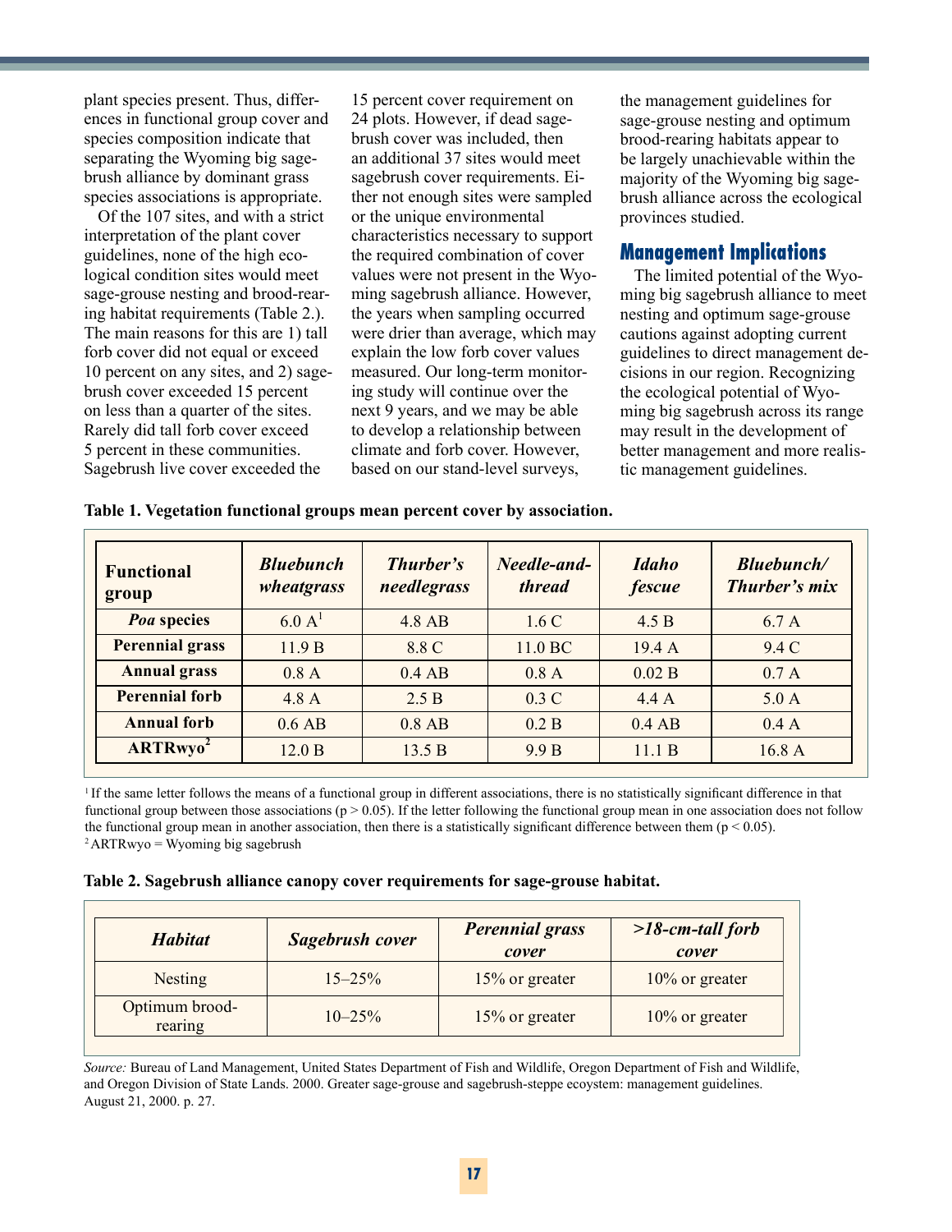plant species present. Thus, differences in functional group cover and species composition indicate that separating the Wyoming big sagebrush alliance by dominant grass species associations is appropriate.

Of the 107 sites, and with a strict interpretation of the plant cover guidelines, none of the high ecological condition sites would meet sage-grouse nesting and brood-rearing habitat requirements (Table 2.). The main reasons for this are 1) tall forb cover did not equal or exceed 10 percent on any sites, and 2) sagebrush cover exceeded 15 percent on less than a quarter of the sites. Rarely did tall forb cover exceed 5 percent in these communities. Sagebrush live cover exceeded the 15 percent cover requirement on 24 plots. However, if dead sagebrush cover was included, then an additional 37 sites would meet sagebrush cover requirements. Either not enough sites were sampled or the unique environmental characteristics necessary to support the required combination of cover values were not present in the Wyoming sagebrush alliance. However, the years when sampling occurred were drier than average, which may explain the low forb cover values measured. Our long-term monitoring study will continue over the next 9 years, and we may be able to develop a relationship between climate and forb cover. However, based on our stand-level surveys, the management guidelines for sage-grouse nesting and optimum brood-rearing habitats appear to be largely unachievable within the majority of the Wyoming big sagebrush alliance across the ecological provinces studied.

## Management Implications

The limited potential of the Wyoming big sagebrush alliance to meet nesting and optimum sage-grouse cautions against adopting current guidelines to direct management decisions in our region. Recognizing the ecological potential of Wyoming big sagebrush across its range may result in the development of better management and more realistic management guidelines.

**Table 1. Vegetation functional groups mean percent cover by association.**

| Functional group | *Bluebunch wheatgrass* | *Thurber's needlegrass* | *Needle-and-thread* | *Idaho fescue* | *Bluebunch/ Thurber's mix* |
|---|---|---|---|---|---|
| *Poa* species | 6.0 A[1] | 4.8 AB | 1.6 C | 4.5 B | 6.7 A |
| Perennial grass | 11.9 B | 8.8 C | 11.0 BC | 19.4 A | 9.4 C |
| Annual grass | 0.8 A | 0.4 AB | 0.8 A | 0.02 B | 0.7 A |
| Perennial forb | 4.8 A | 2.5 B | 0.3 C | 4.4 A | 5.0 A |
| Annual forb | 0.6 AB | 0.8 AB | 0.2 B | 0.4 AB | 0.4 A |
| ARTRwyo[2] | 12.0 B | 13.5 B | 9.9 B | 11.1 B | 16.8 A |

[1] If the same letter follows the means of a functional group in different associations, there is no statistically significant difference in that functional group between those associations ($p > 0.05$). If the letter following the functional group mean in one association does not follow the functional group mean in another association, then there is a statistically significant difference between them ($p < 0.05$).
[2] ARTRwyo = Wyoming big sagebrush

**Table 2. Sagebrush alliance canopy cover requirements for sage-grouse habitat.**

| *Habitat* | *Sagebrush cover* | *Perennial grass cover* | *>18-cm-tall forb cover* |
|---|---|---|---|
| Nesting | 15–25% | 15% or greater | 10% or greater |
| Optimum brood-rearing | 10–25% | 15% or greater | 10% or greater |

*Source:* Bureau of Land Management, United States Department of Fish and Wildlife, Oregon Department of Fish and Wildlife, and Oregon Division of State Lands. 2000. Greater sage-grouse and sagebrush-steppe ecosystem: management guidelines. August 21, 2000. p. 27.